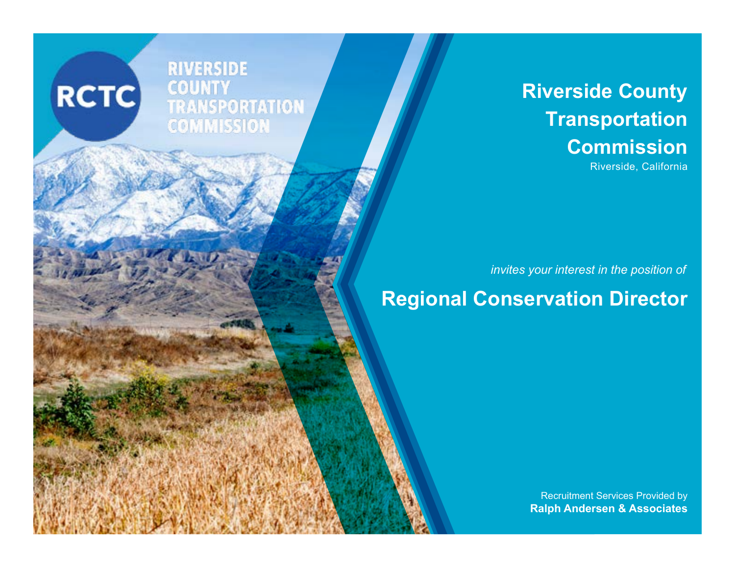RCTC

RIVERSIDE COUNTY TRANSPORTATION COMMISSION

# Riverside County Transportation Commission

Riverside, California

*invites your interest in the position of*

# Regional Conservation Director

Recruitment Services Provided by
**Ralph Andersen & Associates**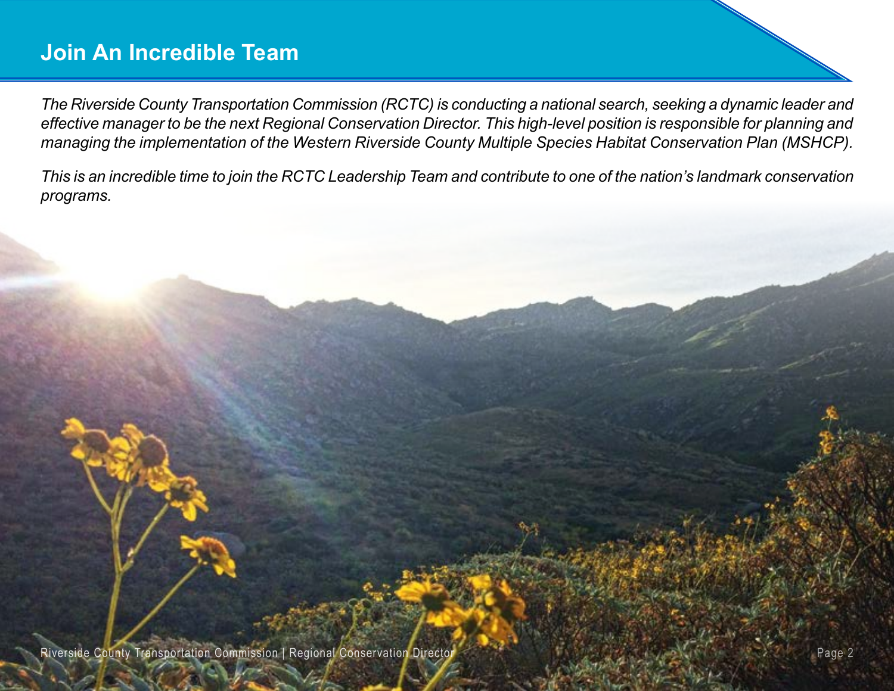## Join An Incredible Team

*The Riverside County Transportation Commission (RCTC) is conducting a national search, seeking a dynamic leader and effective manager to be the next Regional Conservation Director. This high-level position is responsible for planning and managing the implementation of the Western Riverside County Multiple Species Habitat Conservation Plan (MSHCP).*

*This is an incredible time to join the RCTC Leadership Team and contribute to one of the nation's landmark conservation programs.*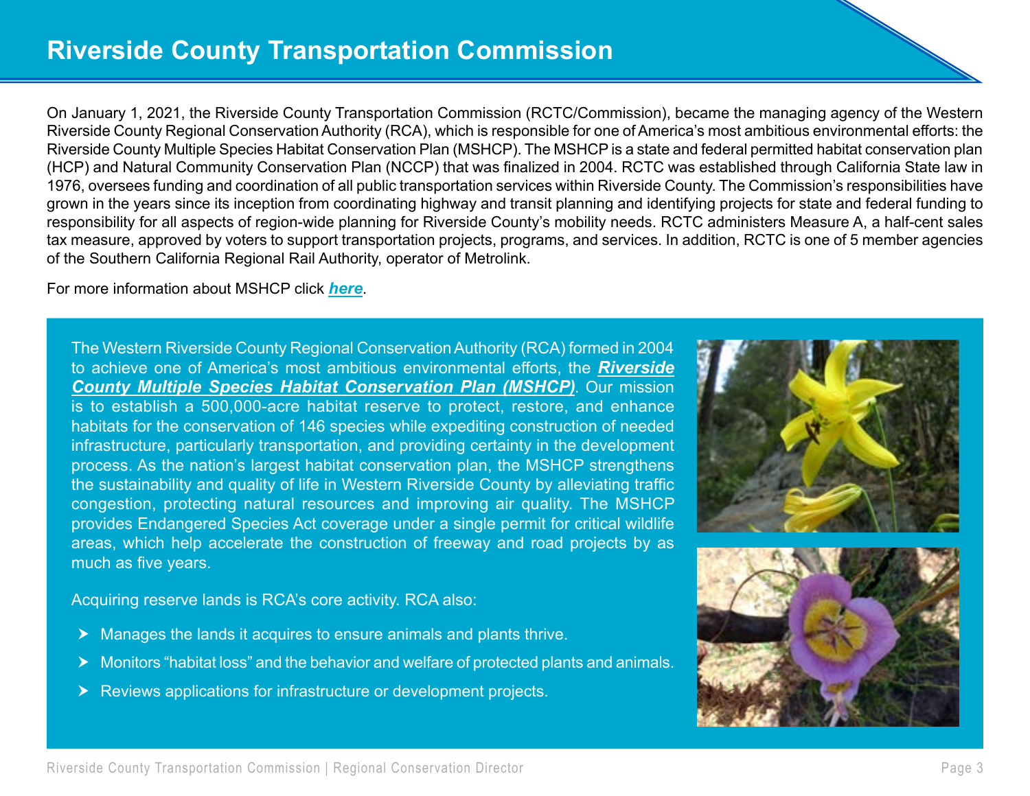# Riverside County Transportation Commission

On January 1, 2021, the Riverside County Transportation Commission (RCTC/Commission), became the managing agency of the Western Riverside County Regional Conservation Authority (RCA), which is responsible for one of America's most ambitious environmental efforts: the Riverside County Multiple Species Habitat Conservation Plan (MSHCP). The MSHCP is a state and federal permitted habitat conservation plan (HCP) and Natural Community Conservation Plan (NCCP) that was finalized in 2004. RCTC was established through California State law in 1976, oversees funding and coordination of all public transportation services within Riverside County. The Commission's responsibilities have grown in the years since its inception from coordinating highway and transit planning and identifying projects for state and federal funding to responsibility for all aspects of region-wide planning for Riverside County's mobility needs. RCTC administers Measure A, a half-cent sales tax measure, approved by voters to support transportation projects, programs, and services. In addition, RCTC is one of 5 member agencies of the Southern California Regional Rail Authority, operator of Metrolink.

For more information about MSHCP click ***here***.

The Western Riverside County Regional Conservation Authority (RCA) formed in 2004 to achieve one of America's most ambitious environmental efforts, the ***Riverside County Multiple Species Habitat Conservation Plan (MSHCP)***. Our mission is to establish a 500,000-acre habitat reserve to protect, restore, and enhance habitats for the conservation of 146 species while expediting construction of needed infrastructure, particularly transportation, and providing certainty in the development process. As the nation's largest habitat conservation plan, the MSHCP strengthens the sustainability and quality of life in Western Riverside County by alleviating traffic congestion, protecting natural resources and improving air quality. The MSHCP provides Endangered Species Act coverage under a single permit for critical wildlife areas, which help accelerate the construction of freeway and road projects by as much as five years.

Acquiring reserve lands is RCA's core activity. RCA also:

- Manages the lands it acquires to ensure animals and plants thrive.
- Monitors "habitat loss" and the behavior and welfare of protected plants and animals.
- Reviews applications for infrastructure or development projects.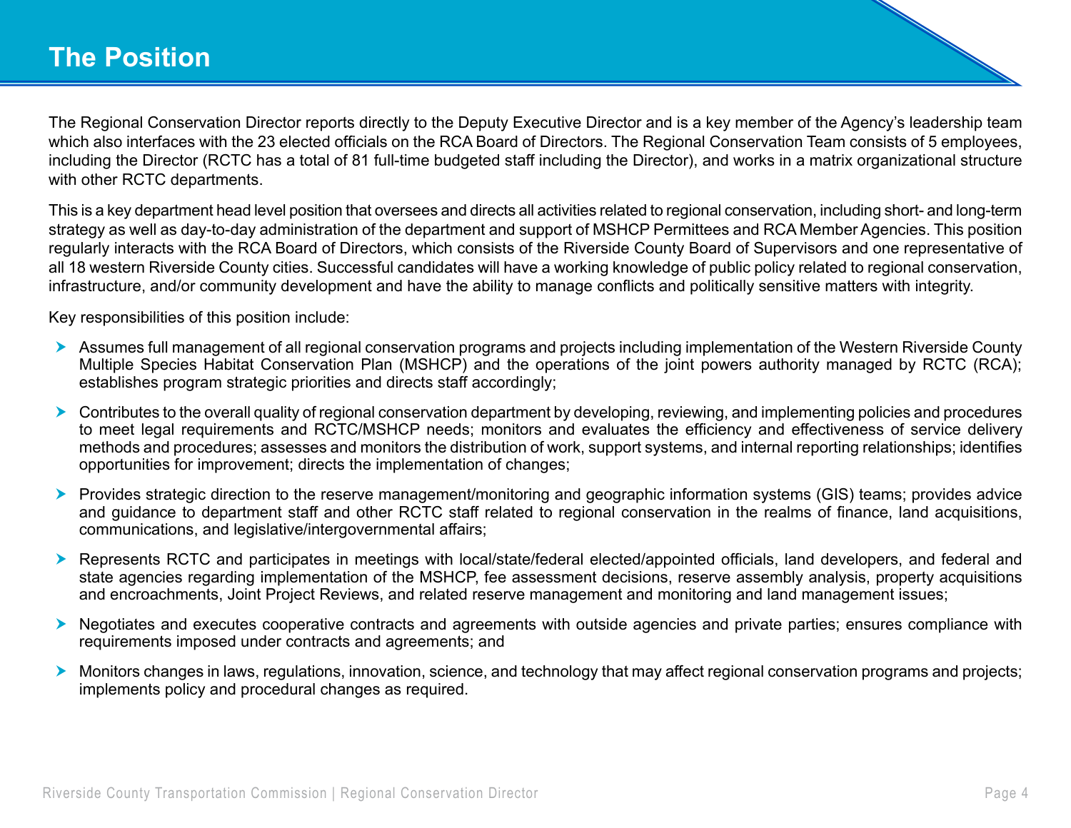# The Position

The Regional Conservation Director reports directly to the Deputy Executive Director and is a key member of the Agency's leadership team which also interfaces with the 23 elected officials on the RCA Board of Directors. The Regional Conservation Team consists of 5 employees, including the Director (RCTC has a total of 81 full-time budgeted staff including the Director), and works in a matrix organizational structure with other RCTC departments.

This is a key department head level position that oversees and directs all activities related to regional conservation, including short- and long-term strategy as well as day-to-day administration of the department and support of MSHCP Permittees and RCA Member Agencies. This position regularly interacts with the RCA Board of Directors, which consists of the Riverside County Board of Supervisors and one representative of all 18 western Riverside County cities. Successful candidates will have a working knowledge of public policy related to regional conservation, infrastructure, and/or community development and have the ability to manage conflicts and politically sensitive matters with integrity.

Key responsibilities of this position include:

- Assumes full management of all regional conservation programs and projects including implementation of the Western Riverside County Multiple Species Habitat Conservation Plan (MSHCP) and the operations of the joint powers authority managed by RCTC (RCA); establishes program strategic priorities and directs staff accordingly;
- Contributes to the overall quality of regional conservation department by developing, reviewing, and implementing policies and procedures to meet legal requirements and RCTC/MSHCP needs; monitors and evaluates the efficiency and effectiveness of service delivery methods and procedures; assesses and monitors the distribution of work, support systems, and internal reporting relationships; identifies opportunities for improvement; directs the implementation of changes;
- Provides strategic direction to the reserve management/monitoring and geographic information systems (GIS) teams; provides advice and guidance to department staff and other RCTC staff related to regional conservation in the realms of finance, land acquisitions, communications, and legislative/intergovernmental affairs;
- Represents RCTC and participates in meetings with local/state/federal elected/appointed officials, land developers, and federal and state agencies regarding implementation of the MSHCP, fee assessment decisions, reserve assembly analysis, property acquisitions and encroachments, Joint Project Reviews, and related reserve management and monitoring and land management issues;
- Negotiates and executes cooperative contracts and agreements with outside agencies and private parties; ensures compliance with requirements imposed under contracts and agreements; and
- Monitors changes in laws, regulations, innovation, science, and technology that may affect regional conservation programs and projects; implements policy and procedural changes as required.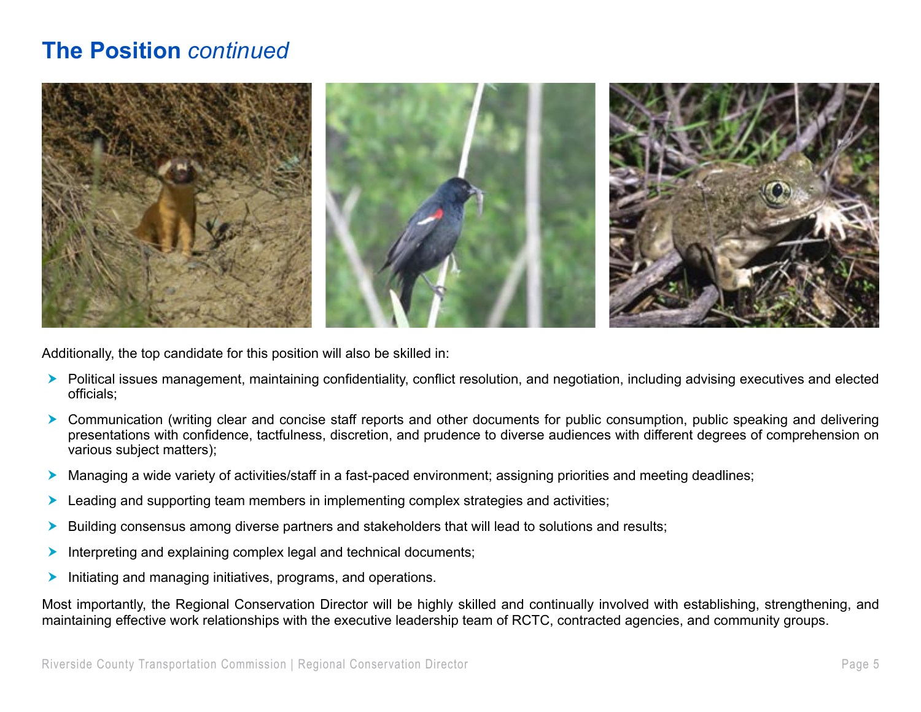## **The Position** *continued*

Additionally, the top candidate for this position will also be skilled in:

- Political issues management, maintaining confidentiality, conflict resolution, and negotiation, including advising executives and elected officials;
- Communication (writing clear and concise staff reports and other documents for public consumption, public speaking and delivering presentations with confidence, tactfulness, discretion, and prudence to diverse audiences with different degrees of comprehension on various subject matters);
- Managing a wide variety of activities/staff in a fast-paced environment; assigning priorities and meeting deadlines;
- Leading and supporting team members in implementing complex strategies and activities;
- Building consensus among diverse partners and stakeholders that will lead to solutions and results;
- Interpreting and explaining complex legal and technical documents;
- Initiating and managing initiatives, programs, and operations.

Most importantly, the Regional Conservation Director will be highly skilled and continually involved with establishing, strengthening, and maintaining effective work relationships with the executive leadership team of RCTC, contracted agencies, and community groups.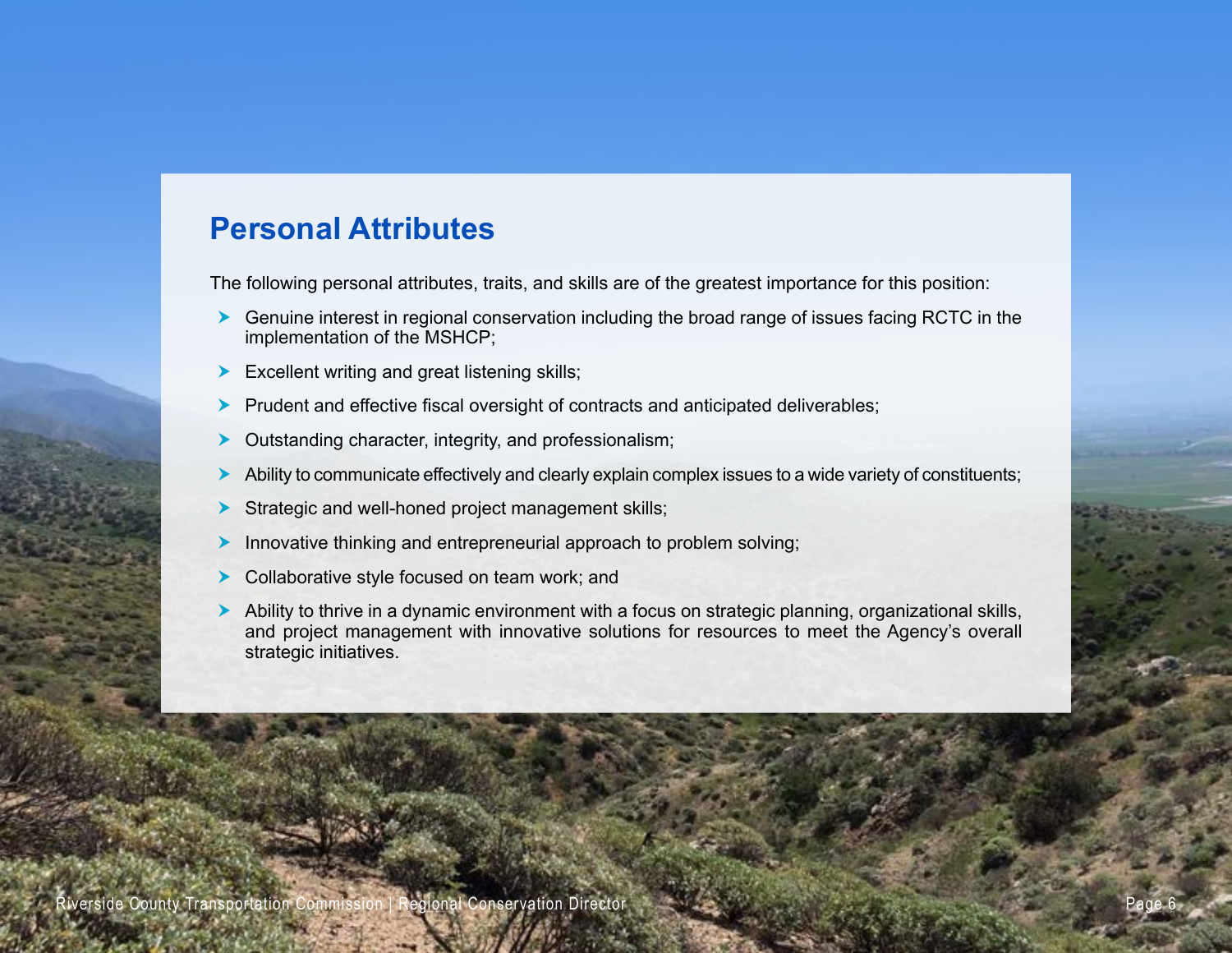## Personal Attributes

The following personal attributes, traits, and skills are of the greatest importance for this position:

- Genuine interest in regional conservation including the broad range of issues facing RCTC in the implementation of the MSHCP;
- Excellent writing and great listening skills;
- Prudent and effective fiscal oversight of contracts and anticipated deliverables;
- Outstanding character, integrity, and professionalism;
- Ability to communicate effectively and clearly explain complex issues to a wide variety of constituents;
- Strategic and well-honed project management skills;
- Innovative thinking and entrepreneurial approach to problem solving;
- Collaborative style focused on team work; and
- Ability to thrive in a dynamic environment with a focus on strategic planning, organizational skills, and project management with innovative solutions for resources to meet the Agency's overall strategic initiatives.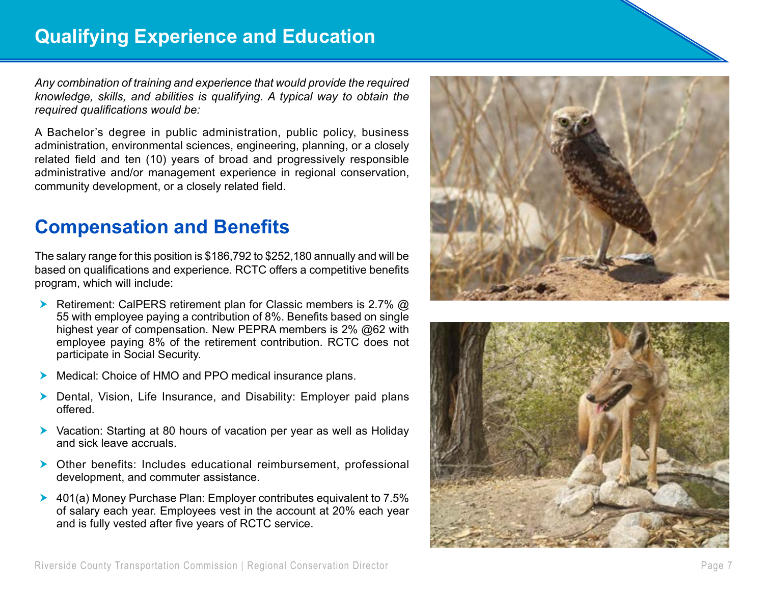## Qualifying Experience and Education

*Any combination of training and experience that would provide the required knowledge, skills, and abilities is qualifying. A typical way to obtain the required qualifications would be:*

A Bachelor's degree in public administration, public policy, business administration, environmental sciences, engineering, planning, or a closely related field and ten (10) years of broad and progressively responsible administrative and/or management experience in regional conservation, community development, or a closely related field.

## Compensation and Benefits

The salary range for this position is $186,792 to $252,180 annually and will be based on qualifications and experience. RCTC offers a competitive benefits program, which will include:

- Retirement: CalPERS retirement plan for Classic members is 2.7% @ 55 with employee paying a contribution of 8%. Benefits based on single highest year of compensation. New PEPRA members is 2% @62 with employee paying 8% of the retirement contribution. RCTC does not participate in Social Security.
- Medical: Choice of HMO and PPO medical insurance plans.
- Dental, Vision, Life Insurance, and Disability: Employer paid plans offered.
- Vacation: Starting at 80 hours of vacation per year as well as Holiday and sick leave accruals.
- Other benefits: Includes educational reimbursement, professional development, and commuter assistance.
- 401(a) Money Purchase Plan: Employer contributes equivalent to 7.5% of salary each year. Employees vest in the account at 20% each year and is fully vested after five years of RCTC service.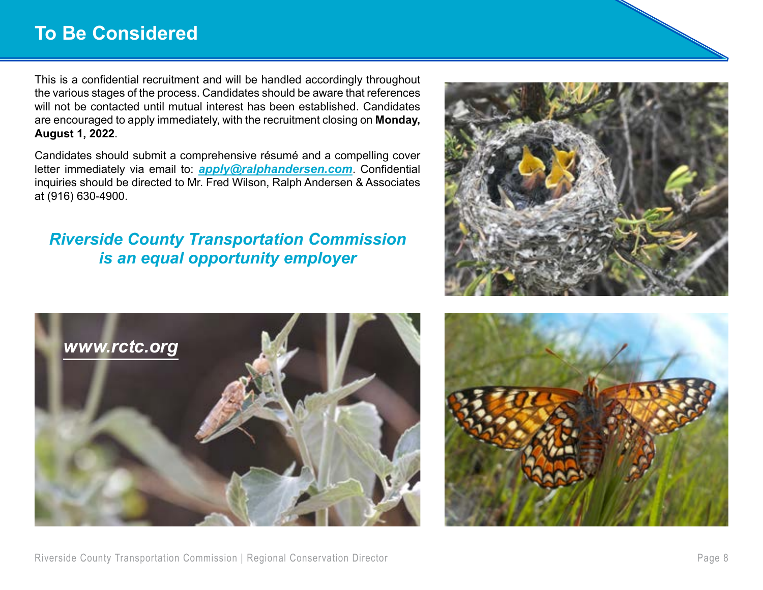## To Be Considered

This is a confidential recruitment and will be handled accordingly throughout the various stages of the process. Candidates should be aware that references will not be contacted until mutual interest has been established. Candidates are encouraged to apply immediately, with the recruitment closing on **Monday, August 1, 2022**.

Candidates should submit a comprehensive résumé and a compelling cover letter immediately via email to: ***apply@ralphandersen.com***. Confidential inquiries should be directed to Mr. Fred Wilson, Ralph Andersen & Associates at (916) 630-4900.

***Riverside County Transportation Commission is an equal opportunity employer***

***www.rctc.org***